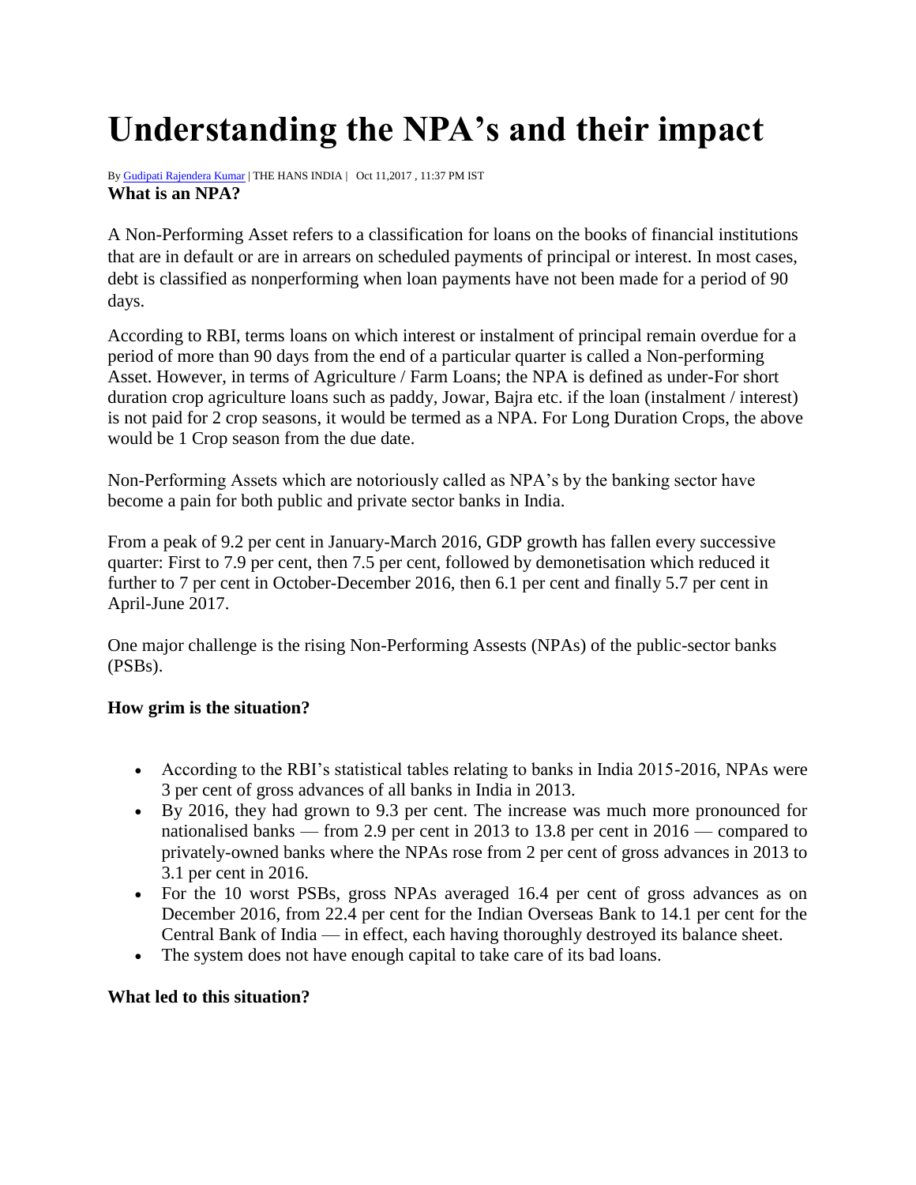# Understanding the NPA's and their impact

By Gudipati Rajendera Kumar | THE HANS INDIA | Oct 11,2017 , 11:37 PM IST

**What is an NPA?**

A Non-Performing Asset refers to a classification for loans on the books of financial institutions that are in default or are in arrears on scheduled payments of principal or interest. In most cases, debt is classified as nonperforming when loan payments have not been made for a period of 90 days.

According to RBI, terms loans on which interest or instalment of principal remain overdue for a period of more than 90 days from the end of a particular quarter is called a Non-performing Asset. However, in terms of Agriculture / Farm Loans; the NPA is defined as under-For short duration crop agriculture loans such as paddy, Jowar, Bajra etc. if the loan (instalment / interest) is not paid for 2 crop seasons, it would be termed as a NPA. For Long Duration Crops, the above would be 1 Crop season from the due date.

Non-Performing Assets which are notoriously called as NPA's by the banking sector have become a pain for both public and private sector banks in India.

From a peak of 9.2 per cent in January-March 2016, GDP growth has fallen every successive quarter: First to 7.9 per cent, then 7.5 per cent, followed by demonetisation which reduced it further to 7 per cent in October-December 2016, then 6.1 per cent and finally 5.7 per cent in April-June 2017.

One major challenge is the rising Non-Performing Assests (NPAs) of the public-sector banks (PSBs).

**How grim is the situation?**

- According to the RBI's statistical tables relating to banks in India 2015-2016, NPAs were 3 per cent of gross advances of all banks in India in 2013.
- By 2016, they had grown to 9.3 per cent. The increase was much more pronounced for nationalised banks — from 2.9 per cent in 2013 to 13.8 per cent in 2016 — compared to privately-owned banks where the NPAs rose from 2 per cent of gross advances in 2013 to 3.1 per cent in 2016.
- For the 10 worst PSBs, gross NPAs averaged 16.4 per cent of gross advances as on December 2016, from 22.4 per cent for the Indian Overseas Bank to 14.1 per cent for the Central Bank of India — in effect, each having thoroughly destroyed its balance sheet.
- The system does not have enough capital to take care of its bad loans.

**What led to this situation?**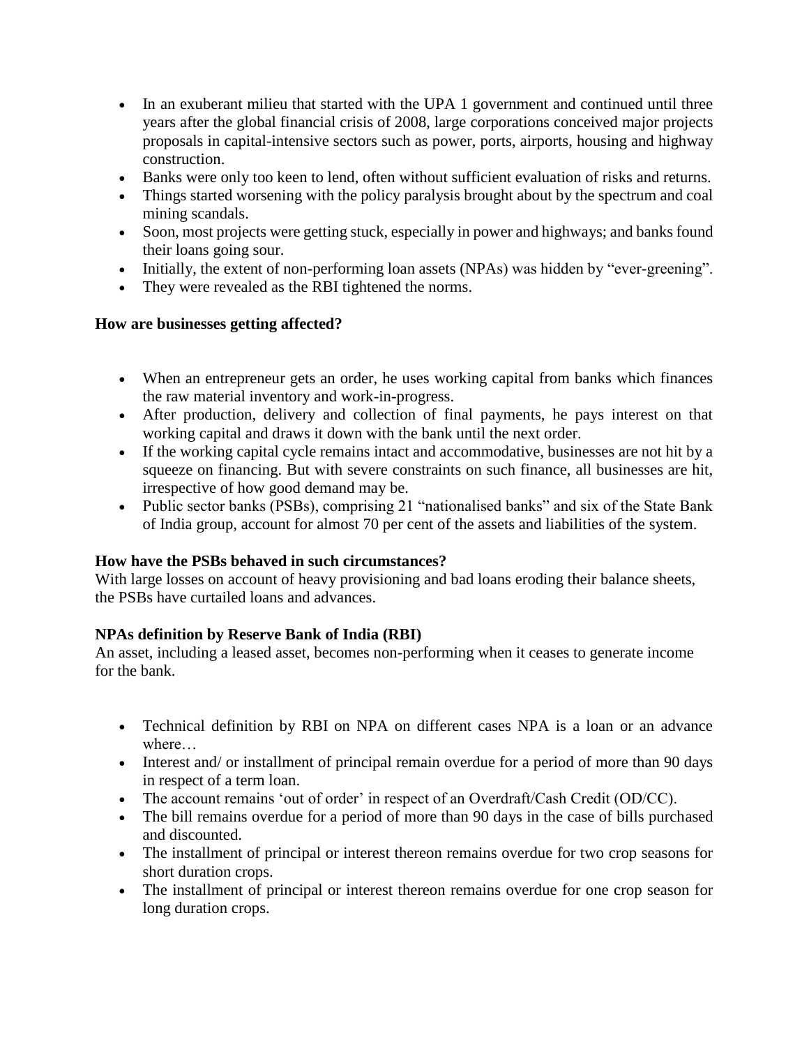- In an exuberant milieu that started with the UPA 1 government and continued until three years after the global financial crisis of 2008, large corporations conceived major projects proposals in capital-intensive sectors such as power, ports, airports, housing and highway construction.
- Banks were only too keen to lend, often without sufficient evaluation of risks and returns.
- Things started worsening with the policy paralysis brought about by the spectrum and coal mining scandals.
- Soon, most projects were getting stuck, especially in power and highways; and banks found their loans going sour.
- Initially, the extent of non-performing loan assets (NPAs) was hidden by "ever-greening".
- They were revealed as the RBI tightened the norms.

**How are businesses getting affected?**

- When an entrepreneur gets an order, he uses working capital from banks which finances the raw material inventory and work-in-progress.
- After production, delivery and collection of final payments, he pays interest on that working capital and draws it down with the bank until the next order.
- If the working capital cycle remains intact and accommodative, businesses are not hit by a squeeze on financing. But with severe constraints on such finance, all businesses are hit, irrespective of how good demand may be.
- Public sector banks (PSBs), comprising 21 "nationalised banks" and six of the State Bank of India group, account for almost 70 per cent of the assets and liabilities of the system.

**How have the PSBs behaved in such circumstances?**

With large losses on account of heavy provisioning and bad loans eroding their balance sheets, the PSBs have curtailed loans and advances.

**NPAs definition by Reserve Bank of India (RBI)**

An asset, including a leased asset, becomes non-performing when it ceases to generate income for the bank.

- Technical definition by RBI on NPA on different cases NPA is a loan or an advance where…
- Interest and/ or installment of principal remain overdue for a period of more than 90 days in respect of a term loan.
- The account remains 'out of order' in respect of an Overdraft/Cash Credit (OD/CC).
- The bill remains overdue for a period of more than 90 days in the case of bills purchased and discounted.
- The installment of principal or interest thereon remains overdue for two crop seasons for short duration crops.
- The installment of principal or interest thereon remains overdue for one crop season for long duration crops.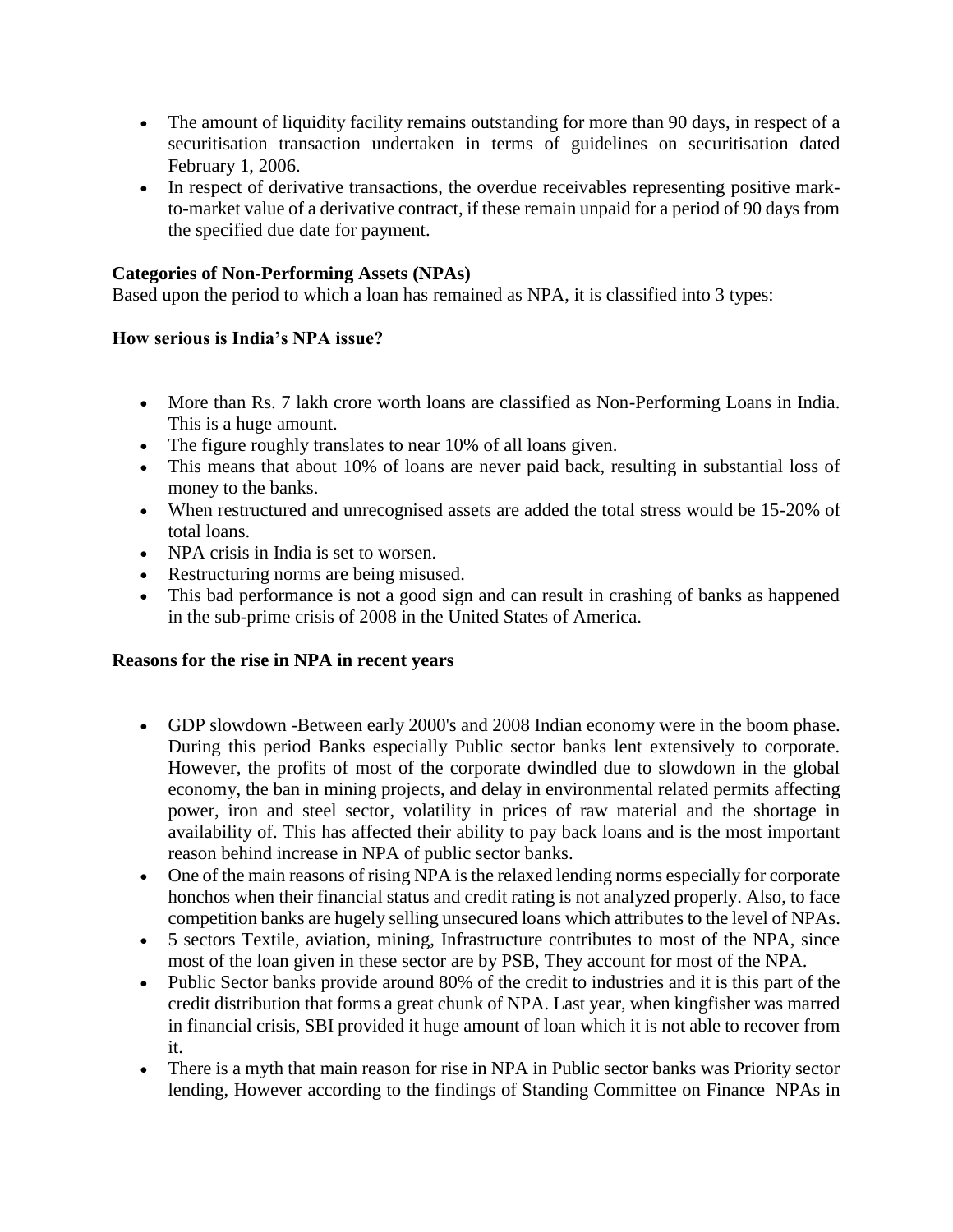- The amount of liquidity facility remains outstanding for more than 90 days, in respect of a securitisation transaction undertaken in terms of guidelines on securitisation dated February 1, 2006.
- In respect of derivative transactions, the overdue receivables representing positive mark-to-market value of a derivative contract, if these remain unpaid for a period of 90 days from the specified due date for payment.

**Categories of Non-Performing Assets (NPAs)**

Based upon the period to which a loan has remained as NPA, it is classified into 3 types:

**How serious is India's NPA issue?**

- More than Rs. 7 lakh crore worth loans are classified as Non-Performing Loans in India. This is a huge amount.
- The figure roughly translates to near 10% of all loans given.
- This means that about 10% of loans are never paid back, resulting in substantial loss of money to the banks.
- When restructured and unrecognised assets are added the total stress would be 15-20% of total loans.
- NPA crisis in India is set to worsen.
- Restructuring norms are being misused.
- This bad performance is not a good sign and can result in crashing of banks as happened in the sub-prime crisis of 2008 in the United States of America.

**Reasons for the rise in NPA in recent years**

- GDP slowdown -Between early 2000's and 2008 Indian economy were in the boom phase. During this period Banks especially Public sector banks lent extensively to corporate. However, the profits of most of the corporate dwindled due to slowdown in the global economy, the ban in mining projects, and delay in environmental related permits affecting power, iron and steel sector, volatility in prices of raw material and the shortage in availability of. This has affected their ability to pay back loans and is the most important reason behind increase in NPA of public sector banks.
- One of the main reasons of rising NPA is the relaxed lending norms especially for corporate honchos when their financial status and credit rating is not analyzed properly. Also, to face competition banks are hugely selling unsecured loans which attributes to the level of NPAs.
- 5 sectors Textile, aviation, mining, Infrastructure contributes to most of the NPA, since most of the loan given in these sector are by PSB, They account for most of the NPA.
- Public Sector banks provide around 80% of the credit to industries and it is this part of the credit distribution that forms a great chunk of NPA. Last year, when kingfisher was marred in financial crisis, SBI provided it huge amount of loan which it is not able to recover from it.
- There is a myth that main reason for rise in NPA in Public sector banks was Priority sector lending, However according to the findings of Standing Committee on Finance NPAs in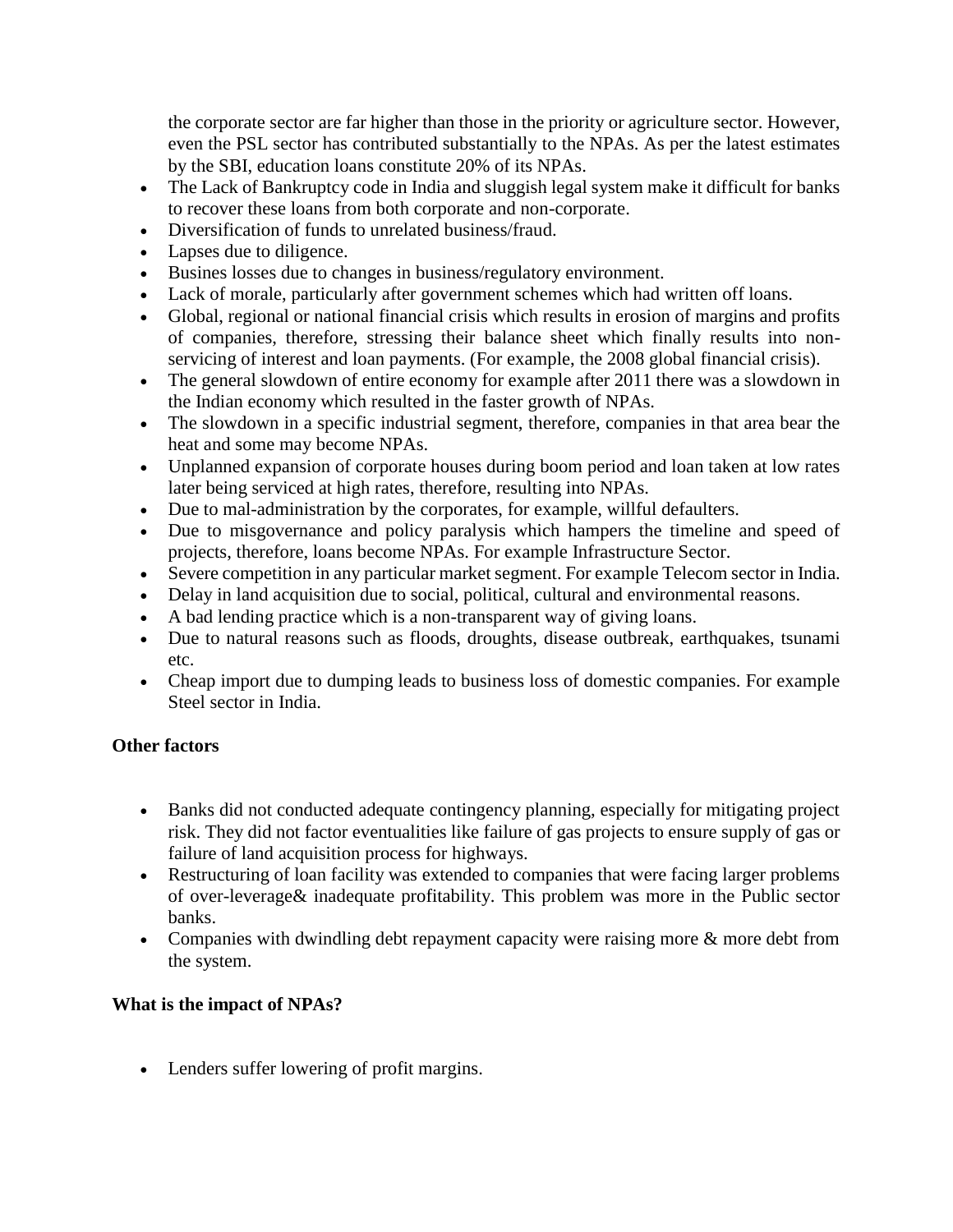the corporate sector are far higher than those in the priority or agriculture sector. However, even the PSL sector has contributed substantially to the NPAs. As per the latest estimates by the SBI, education loans constitute 20% of its NPAs.

- The Lack of Bankruptcy code in India and sluggish legal system make it difficult for banks to recover these loans from both corporate and non-corporate.
- Diversification of funds to unrelated business/fraud.
- Lapses due to diligence.
- Busines losses due to changes in business/regulatory environment.
- Lack of morale, particularly after government schemes which had written off loans.
- Global, regional or national financial crisis which results in erosion of margins and profits of companies, therefore, stressing their balance sheet which finally results into non-servicing of interest and loan payments. (For example, the 2008 global financial crisis).
- The general slowdown of entire economy for example after 2011 there was a slowdown in the Indian economy which resulted in the faster growth of NPAs.
- The slowdown in a specific industrial segment, therefore, companies in that area bear the heat and some may become NPAs.
- Unplanned expansion of corporate houses during boom period and loan taken at low rates later being serviced at high rates, therefore, resulting into NPAs.
- Due to mal-administration by the corporates, for example, willful defaulters.
- Due to misgovernance and policy paralysis which hampers the timeline and speed of projects, therefore, loans become NPAs. For example Infrastructure Sector.
- Severe competition in any particular market segment. For example Telecom sector in India.
- Delay in land acquisition due to social, political, cultural and environmental reasons.
- A bad lending practice which is a non-transparent way of giving loans.
- Due to natural reasons such as floods, droughts, disease outbreak, earthquakes, tsunami etc.
- Cheap import due to dumping leads to business loss of domestic companies. For example Steel sector in India.

**Other factors**

- Banks did not conducted adequate contingency planning, especially for mitigating project risk. They did not factor eventualities like failure of gas projects to ensure supply of gas or failure of land acquisition process for highways.
- Restructuring of loan facility was extended to companies that were facing larger problems of over-leverage& inadequate profitability. This problem was more in the Public sector banks.
- Companies with dwindling debt repayment capacity were raising more & more debt from the system.

**What is the impact of NPAs?**

- Lenders suffer lowering of profit margins.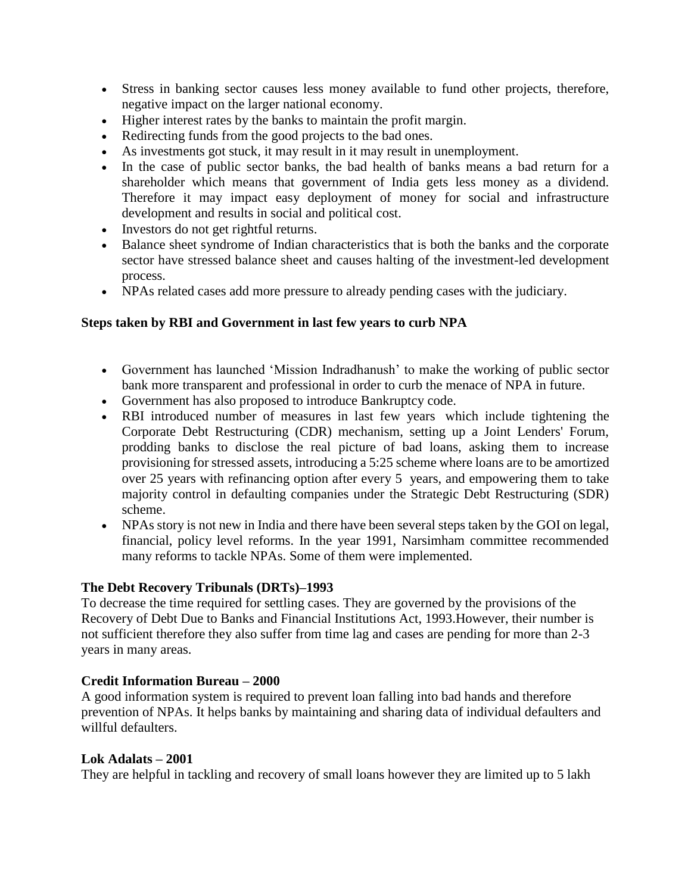- Stress in banking sector causes less money available to fund other projects, therefore, negative impact on the larger national economy.
- Higher interest rates by the banks to maintain the profit margin.
- Redirecting funds from the good projects to the bad ones.
- As investments got stuck, it may result in it may result in unemployment.
- In the case of public sector banks, the bad health of banks means a bad return for a shareholder which means that government of India gets less money as a dividend. Therefore it may impact easy deployment of money for social and infrastructure development and results in social and political cost.
- Investors do not get rightful returns.
- Balance sheet syndrome of Indian characteristics that is both the banks and the corporate sector have stressed balance sheet and causes halting of the investment-led development process.
- NPAs related cases add more pressure to already pending cases with the judiciary.

**Steps taken by RBI and Government in last few years to curb NPA**

- Government has launched 'Mission Indradhanush' to make the working of public sector bank more transparent and professional in order to curb the menace of NPA in future.
- Government has also proposed to introduce Bankruptcy code.
- RBI introduced number of measures in last few years which include tightening the Corporate Debt Restructuring (CDR) mechanism, setting up a Joint Lenders' Forum, prodding banks to disclose the real picture of bad loans, asking them to increase provisioning for stressed assets, introducing a 5:25 scheme where loans are to be amortized over 25 years with refinancing option after every 5 years, and empowering them to take majority control in defaulting companies under the Strategic Debt Restructuring (SDR) scheme.
- NPAs story is not new in India and there have been several steps taken by the GOI on legal, financial, policy level reforms. In the year 1991, Narsimham committee recommended many reforms to tackle NPAs. Some of them were implemented.

**The Debt Recovery Tribunals (DRTs)–1993**

To decrease the time required for settling cases. They are governed by the provisions of the Recovery of Debt Due to Banks and Financial Institutions Act, 1993.However, their number is not sufficient therefore they also suffer from time lag and cases are pending for more than 2-3 years in many areas.

**Credit Information Bureau – 2000**

A good information system is required to prevent loan falling into bad hands and therefore prevention of NPAs. It helps banks by maintaining and sharing data of individual defaulters and willful defaulters.

**Lok Adalats – 2001**

They are helpful in tackling and recovery of small loans however they are limited up to 5 lakh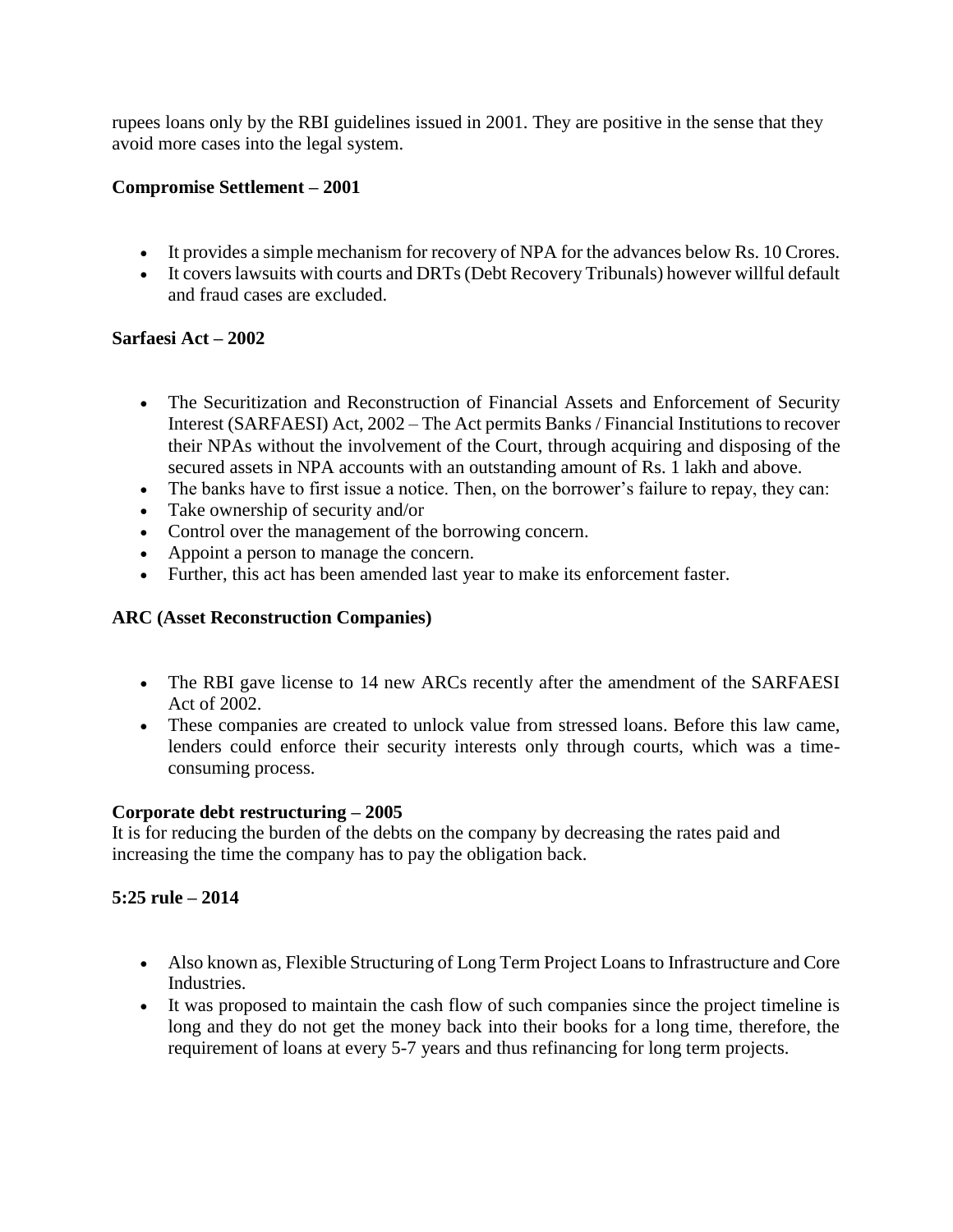rupees loans only by the RBI guidelines issued in 2001. They are positive in the sense that they avoid more cases into the legal system.

**Compromise Settlement – 2001**

- It provides a simple mechanism for recovery of NPA for the advances below Rs. 10 Crores.
- It covers lawsuits with courts and DRTs (Debt Recovery Tribunals) however willful default and fraud cases are excluded.

**Sarfaesi Act – 2002**

- The Securitization and Reconstruction of Financial Assets and Enforcement of Security Interest (SARFAESI) Act, 2002 – The Act permits Banks / Financial Institutions to recover their NPAs without the involvement of the Court, through acquiring and disposing of the secured assets in NPA accounts with an outstanding amount of Rs. 1 lakh and above.
- The banks have to first issue a notice. Then, on the borrower's failure to repay, they can:
- Take ownership of security and/or
- Control over the management of the borrowing concern.
- Appoint a person to manage the concern.
- Further, this act has been amended last year to make its enforcement faster.

**ARC (Asset Reconstruction Companies)**

- The RBI gave license to 14 new ARCs recently after the amendment of the SARFAESI Act of 2002.
- These companies are created to unlock value from stressed loans. Before this law came, lenders could enforce their security interests only through courts, which was a time-consuming process.

**Corporate debt restructuring – 2005**

It is for reducing the burden of the debts on the company by decreasing the rates paid and increasing the time the company has to pay the obligation back.

**5:25 rule – 2014**

- Also known as, Flexible Structuring of Long Term Project Loans to Infrastructure and Core Industries.
- It was proposed to maintain the cash flow of such companies since the project timeline is long and they do not get the money back into their books for a long time, therefore, the requirement of loans at every 5-7 years and thus refinancing for long term projects.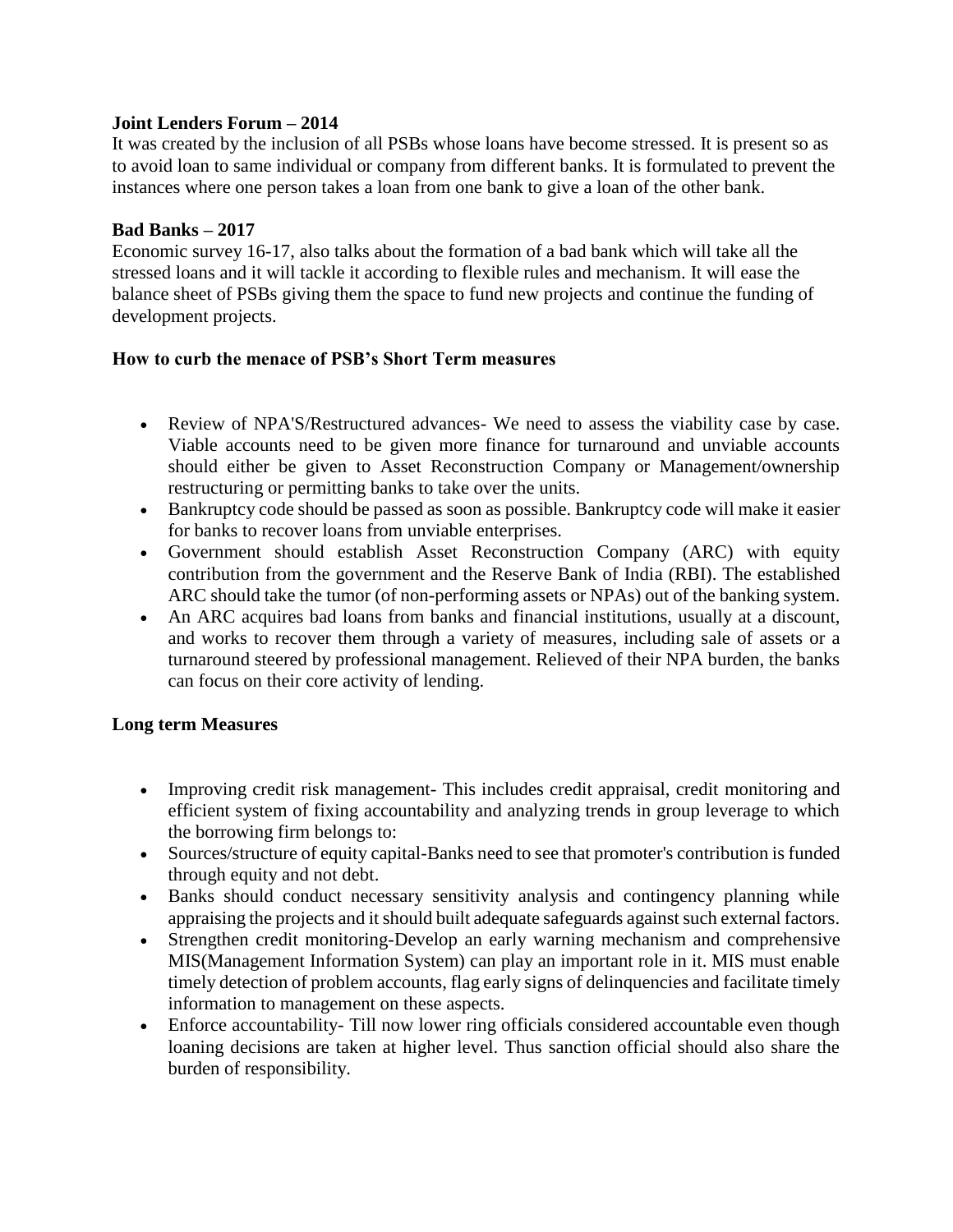**Joint Lenders Forum – 2014**

It was created by the inclusion of all PSBs whose loans have become stressed. It is present so as to avoid loan to same individual or company from different banks. It is formulated to prevent the instances where one person takes a loan from one bank to give a loan of the other bank.

**Bad Banks – 2017**

Economic survey 16-17, also talks about the formation of a bad bank which will take all the stressed loans and it will tackle it according to flexible rules and mechanism. It will ease the balance sheet of PSBs giving them the space to fund new projects and continue the funding of development projects.

**How to curb the menace of PSB's Short Term measures**

- Review of NPA'S/Restructured advances- We need to assess the viability case by case. Viable accounts need to be given more finance for turnaround and unviable accounts should either be given to Asset Reconstruction Company or Management/ownership restructuring or permitting banks to take over the units.
- Bankruptcy code should be passed as soon as possible. Bankruptcy code will make it easier for banks to recover loans from unviable enterprises.
- Government should establish Asset Reconstruction Company (ARC) with equity contribution from the government and the Reserve Bank of India (RBI). The established ARC should take the tumor (of non-performing assets or NPAs) out of the banking system.
- An ARC acquires bad loans from banks and financial institutions, usually at a discount, and works to recover them through a variety of measures, including sale of assets or a turnaround steered by professional management. Relieved of their NPA burden, the banks can focus on their core activity of lending.

**Long term Measures**

- Improving credit risk management- This includes credit appraisal, credit monitoring and efficient system of fixing accountability and analyzing trends in group leverage to which the borrowing firm belongs to:
- Sources/structure of equity capital-Banks need to see that promoter's contribution is funded through equity and not debt.
- Banks should conduct necessary sensitivity analysis and contingency planning while appraising the projects and it should built adequate safeguards against such external factors.
- Strengthen credit monitoring-Develop an early warning mechanism and comprehensive MIS(Management Information System) can play an important role in it. MIS must enable timely detection of problem accounts, flag early signs of delinquencies and facilitate timely information to management on these aspects.
- Enforce accountability- Till now lower ring officials considered accountable even though loaning decisions are taken at higher level. Thus sanction official should also share the burden of responsibility.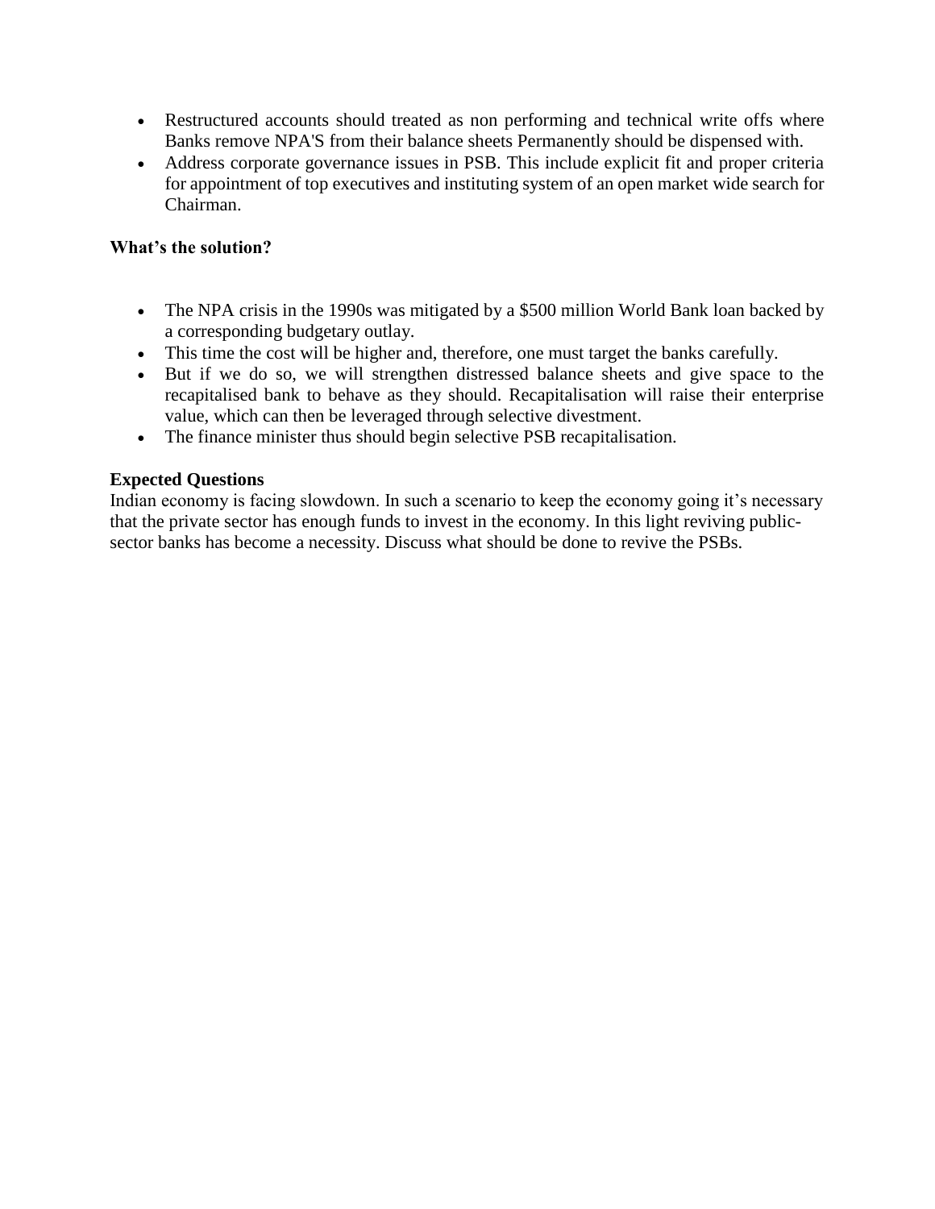- Restructured accounts should treated as non performing and technical write offs where Banks remove NPA'S from their balance sheets Permanently should be dispensed with.
- Address corporate governance issues in PSB. This include explicit fit and proper criteria for appointment of top executives and instituting system of an open market wide search for Chairman.

### What's the solution?

- The NPA crisis in the 1990s was mitigated by a $500 million World Bank loan backed by a corresponding budgetary outlay.
- This time the cost will be higher and, therefore, one must target the banks carefully.
- But if we do so, we will strengthen distressed balance sheets and give space to the recapitalised bank to behave as they should. Recapitalisation will raise their enterprise value, which can then be leveraged through selective divestment.
- The finance minister thus should begin selective PSB recapitalisation.

### Expected Questions

Indian economy is facing slowdown. In such a scenario to keep the economy going it's necessary that the private sector has enough funds to invest in the economy. In this light reviving public-sector banks has become a necessity. Discuss what should be done to revive the PSBs.